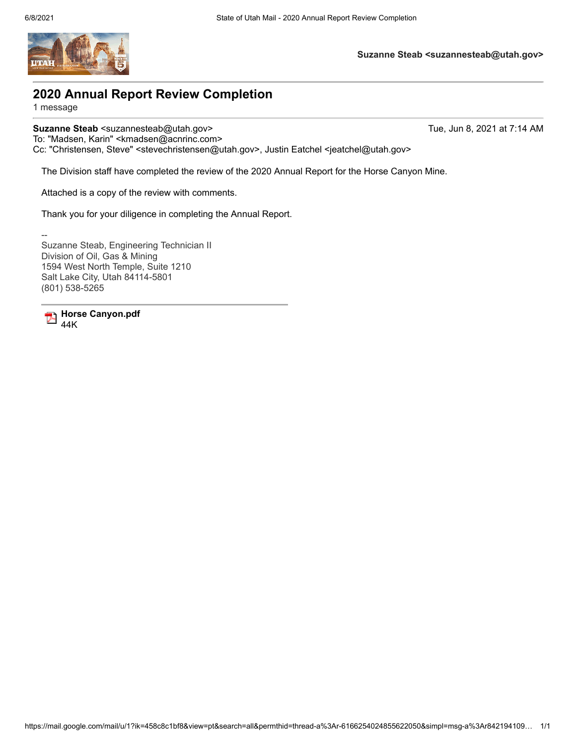Suzanne Steab <suzannesteab@utah.gov>

# 2020 Annual Report Review Completion

1 message

**Suzanne Steab** <suzannesteab@utah.gov> Tue, Jun 8, 2021 at 7:14 AM
To: "Madsen, Karin" <kmadsen@acnrinc.com>
Cc: "Christensen, Steve" <stevechristensen@utah.gov>, Justin Eatchel <jeatchel@utah.gov>

The Division staff have completed the review of the 2020 Annual Report for the Horse Canyon Mine.

Attached is a copy of the review with comments.

Thank you for your diligence in completing the Annual Report.

--
Suzanne Steab, Engineering Technician II
Division of Oil, Gas & Mining
1594 West North Temple, Suite 1210
Salt Lake City, Utah 84114-5801
(801) 538-5265

---

**Horse Canyon.pdf**
44K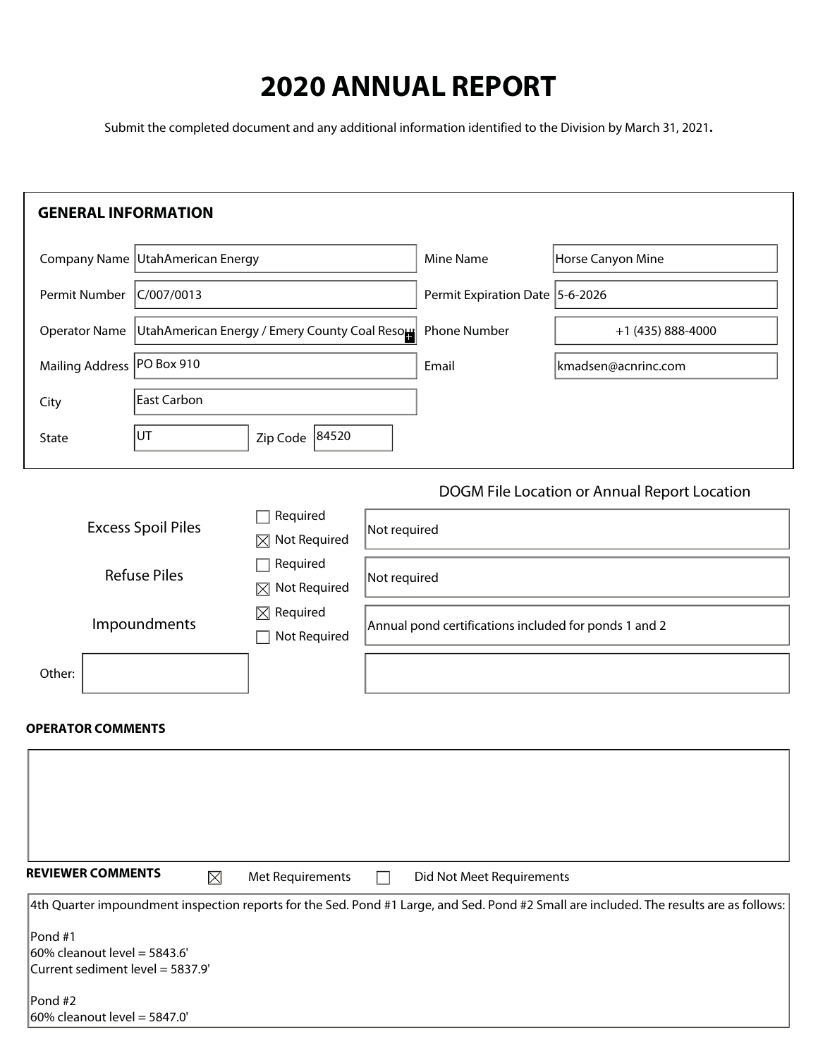# 2020 ANNUAL REPORT

Submit the completed document and any additional information identified to the Division by March 31, 2021.

## GENERAL INFORMATION

| | | | |
|---|---|---|---|
| Company Name | UtahAmerican Energy | Mine Name | Horse Canyon Mine |
| Permit Number | C/007/0013 | Permit Expiration Date | 5-6-2026 |
| Operator Name | UtahAmerican Energy / Emery County Coal Resou | Phone Number | +1 (435) 888-4000 |
| Mailing Address | PO Box 910 | Email | kmadsen@acnrinc.com |
| City | East Carbon | | |
| State | UT | Zip Code | 84520 |

| | | DOGM File Location or Annual Report Location |
|---|---|---|
| Excess Spoil Piles | ☐ Required ☒ Not Required | Not required |
| Refuse Piles | ☐ Required ☒ Not Required | Not required |
| Impoundments | ☒ Required ☐ Not Required | Annual pond certifications included for ponds 1 and 2 |
| Other: | | |

**OPERATOR COMMENTS**

**REVIEWER COMMENTS** ☒ Met Requirements ☐ Did Not Meet Requirements

4th Quarter impoundment inspection reports for the Sed. Pond #1 Large, and Sed. Pond #2 Small are included. The results are as follows:

Pond #1
60% cleanout level = 5843.6'
Current sediment level = 5837.9'

Pond #2
60% cleanout level = 5847.0'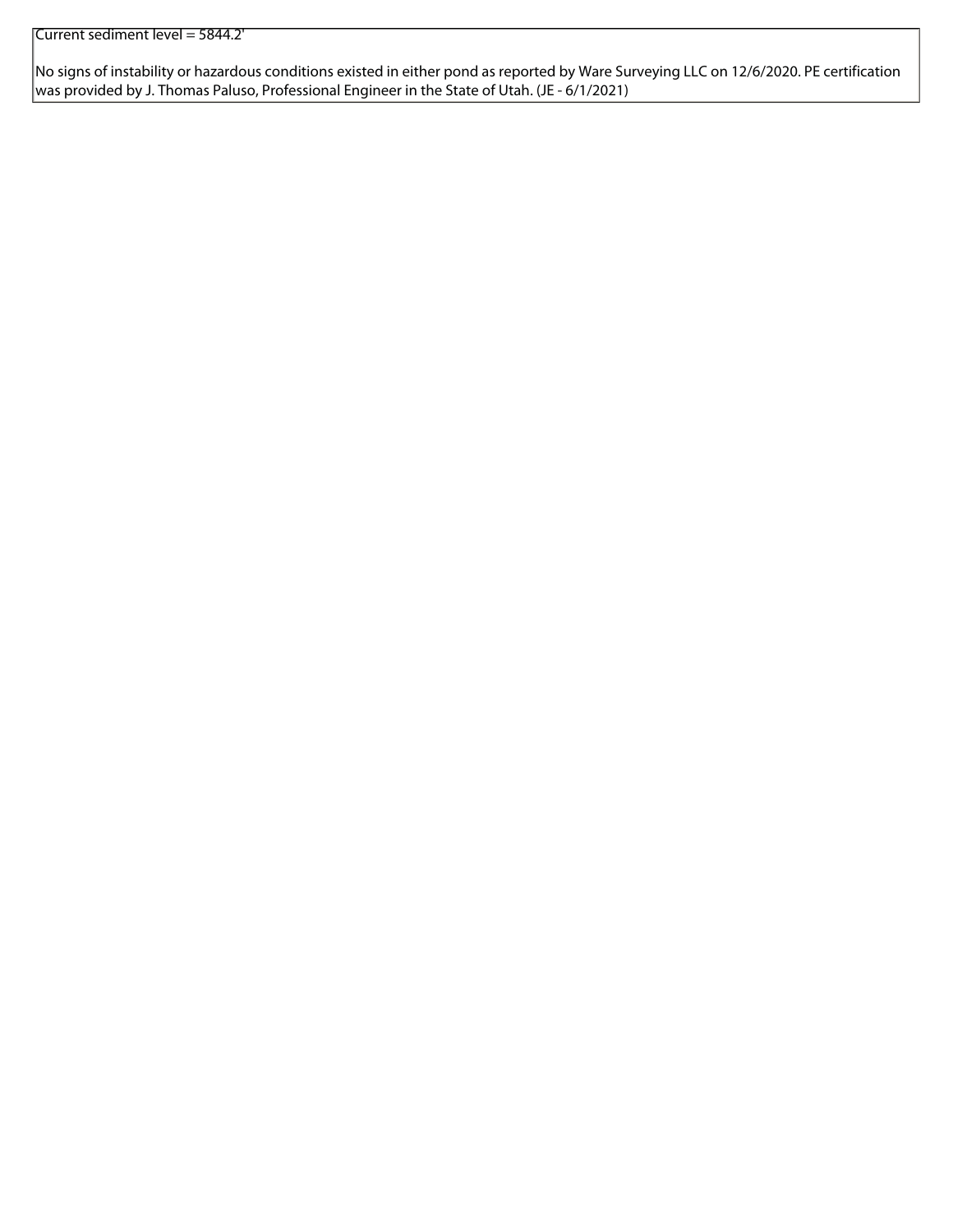Current sediment level = 5844.2'

No signs of instability or hazardous conditions existed in either pond as reported by Ware Surveying LLC on 12/6/2020. PE certification was provided by J. Thomas Paluso, Professional Engineer in the State of Utah. (JE - 6/1/2021)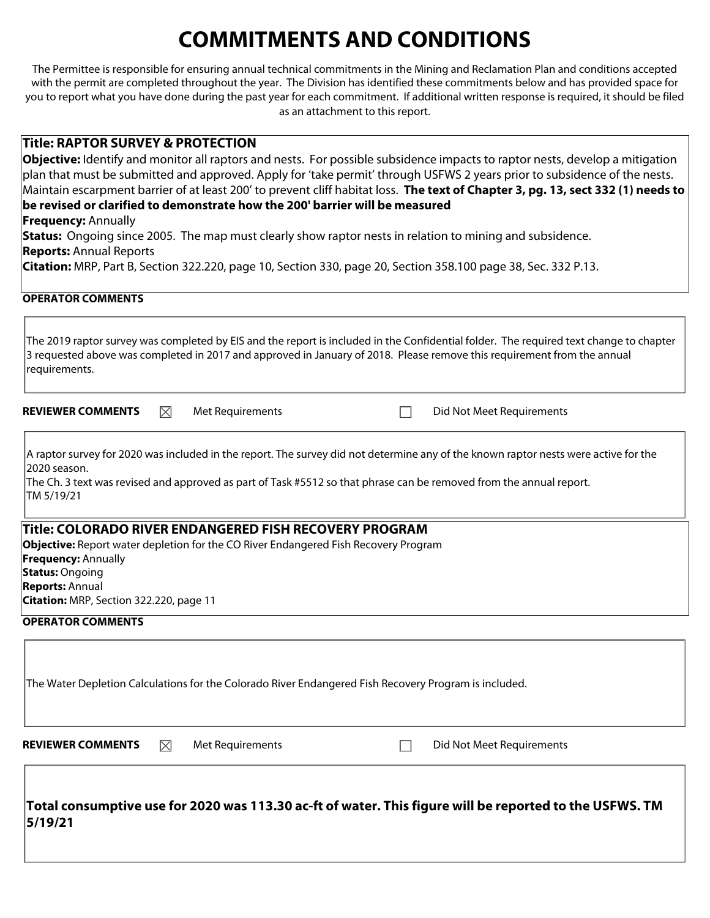# COMMITMENTS AND CONDITIONS

The Permittee is responsible for ensuring annual technical commitments in the Mining and Reclamation Plan and conditions accepted with the permit are completed throughout the year. The Division has identified these commitments below and has provided space for you to report what you have done during the past year for each commitment. If additional written response is required, it should be filed as an attachment to this report.

**Title: RAPTOR SURVEY & PROTECTION**

**Objective:** Identify and monitor all raptors and nests. For possible subsidence impacts to raptor nests, develop a mitigation plan that must be submitted and approved. Apply for 'take permit' through USFWS 2 years prior to subsidence of the nests. Maintain escarpment barrier of at least 200' to prevent cliff habitat loss. **The text of Chapter 3, pg. 13, sect 332 (1) needs to be revised or clarified to demonstrate how the 200' barrier will be measured**

**Frequency:** Annually

**Status:** Ongoing since 2005. The map must clearly show raptor nests in relation to mining and subsidence.

**Reports:** Annual Reports

**Citation:** MRP, Part B, Section 322.220, page 10, Section 330, page 20, Section 358.100 page 38, Sec. 332 P.13.

**OPERATOR COMMENTS**

The 2019 raptor survey was completed by EIS and the report is included in the Confidential folder. The required text change to chapter 3 requested above was completed in 2017 and approved in January of 2018. Please remove this requirement from the annual requirements.

**REVIEWER COMMENTS** ☒ Met Requirements ☐ Did Not Meet Requirements

A raptor survey for 2020 was included in the report. The survey did not determine any of the known raptor nests were active for the 2020 season.
The Ch. 3 text was revised and approved as part of Task #5512 so that phrase can be removed from the annual report.
TM 5/19/21

**Title: COLORADO RIVER ENDANGERED FISH RECOVERY PROGRAM**

**Objective:** Report water depletion for the CO River Endangered Fish Recovery Program

**Frequency:** Annually

**Status:** Ongoing

**Reports:** Annual

**Citation:** MRP, Section 322.220, page 11

**OPERATOR COMMENTS**

The Water Depletion Calculations for the Colorado River Endangered Fish Recovery Program is included.

**REVIEWER COMMENTS** ☒ Met Requirements ☐ Did Not Meet Requirements

**Total consumptive use for 2020 was 113.30 ac-ft of water. This figure will be reported to the USFWS. TM 5/19/21**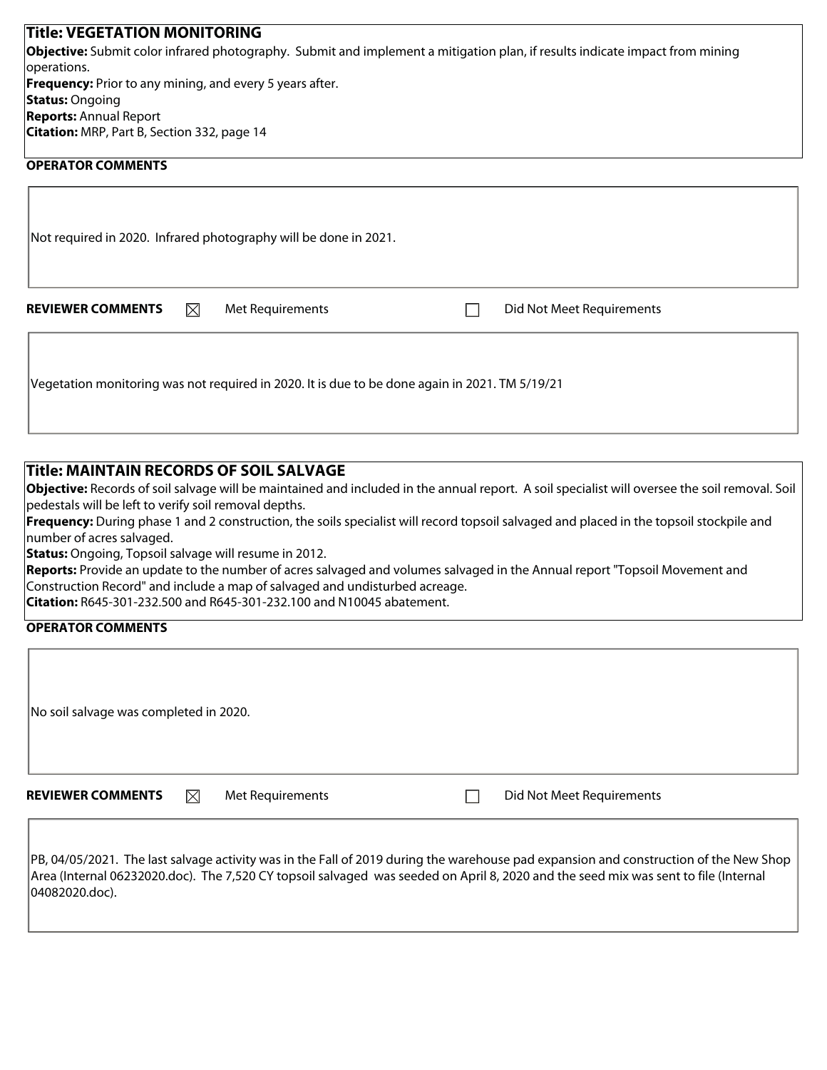**Title: VEGETATION MONITORING**

**Objective:** Submit color infrared photography. Submit and implement a mitigation plan, if results indicate impact from mining operations.

**Frequency:** Prior to any mining, and every 5 years after.

**Status:** Ongoing

**Reports:** Annual Report

**Citation:** MRP, Part B, Section 332, page 14

**OPERATOR COMMENTS**

Not required in 2020. Infrared photography will be done in 2021.

**REVIEWER COMMENTS** ☒ Met Requirements ☐ Did Not Meet Requirements

Vegetation monitoring was not required in 2020. It is due to be done again in 2021. TM 5/19/21

**Title: MAINTAIN RECORDS OF SOIL SALVAGE**

**Objective:** Records of soil salvage will be maintained and included in the annual report. A soil specialist will oversee the soil removal. Soil pedestals will be left to verify soil removal depths.

**Frequency:** During phase 1 and 2 construction, the soils specialist will record topsoil salvaged and placed in the topsoil stockpile and number of acres salvaged.

**Status:** Ongoing, Topsoil salvage will resume in 2012.

**Reports:** Provide an update to the number of acres salvaged and volumes salvaged in the Annual report "Topsoil Movement and Construction Record" and include a map of salvaged and undisturbed acreage.

**Citation:** R645-301-232.500 and R645-301-232.100 and N10045 abatement.

**OPERATOR COMMENTS**

No soil salvage was completed in 2020.

**REVIEWER COMMENTS** ☒ Met Requirements ☐ Did Not Meet Requirements

PB, 04/05/2021. The last salvage activity was in the Fall of 2019 during the warehouse pad expansion and construction of the New Shop Area (Internal 06232020.doc). The 7,520 CY topsoil salvaged was seeded on April 8, 2020 and the seed mix was sent to file (Internal 04082020.doc).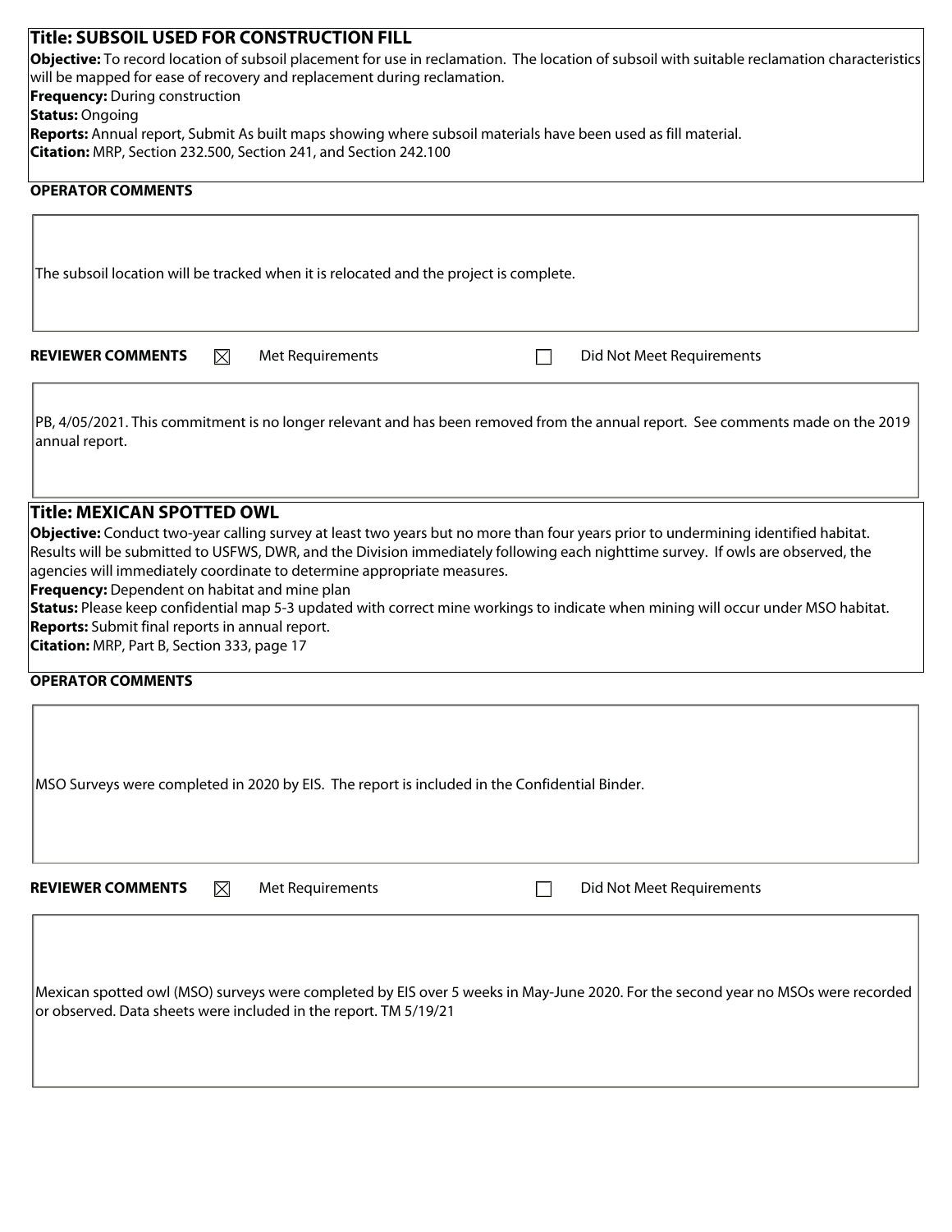## Title: SUBSOIL USED FOR CONSTRUCTION FILL

**Objective:** To record location of subsoil placement for use in reclamation. The location of subsoil with suitable reclamation characteristics will be mapped for ease of recovery and replacement during reclamation.
**Frequency:** During construction
**Status:** Ongoing
**Reports:** Annual report, Submit As built maps showing where subsoil materials have been used as fill material.
**Citation:** MRP, Section 232.500, Section 241, and Section 242.100

**OPERATOR COMMENTS**

The subsoil location will be tracked when it is relocated and the project is complete.

**REVIEWER COMMENTS** ☒ Met Requirements ☐ Did Not Meet Requirements

PB, 4/05/2021. This commitment is no longer relevant and has been removed from the annual report. See comments made on the 2019 annual report.

## Title: MEXICAN SPOTTED OWL

**Objective:** Conduct two-year calling survey at least two years but no more than four years prior to undermining identified habitat. Results will be submitted to USFWS, DWR, and the Division immediately following each nighttime survey. If owls are observed, the agencies will immediately coordinate to determine appropriate measures.
**Frequency:** Dependent on habitat and mine plan
**Status:** Please keep confidential map 5-3 updated with correct mine workings to indicate when mining will occur under MSO habitat.
**Reports:** Submit final reports in annual report.
**Citation:** MRP, Part B, Section 333, page 17

**OPERATOR COMMENTS**

MSO Surveys were completed in 2020 by EIS. The report is included in the Confidential Binder.

**REVIEWER COMMENTS** ☒ Met Requirements ☐ Did Not Meet Requirements

Mexican spotted owl (MSO) surveys were completed by EIS over 5 weeks in May-June 2020. For the second year no MSOs were recorded or observed. Data sheets were included in the report. TM 5/19/21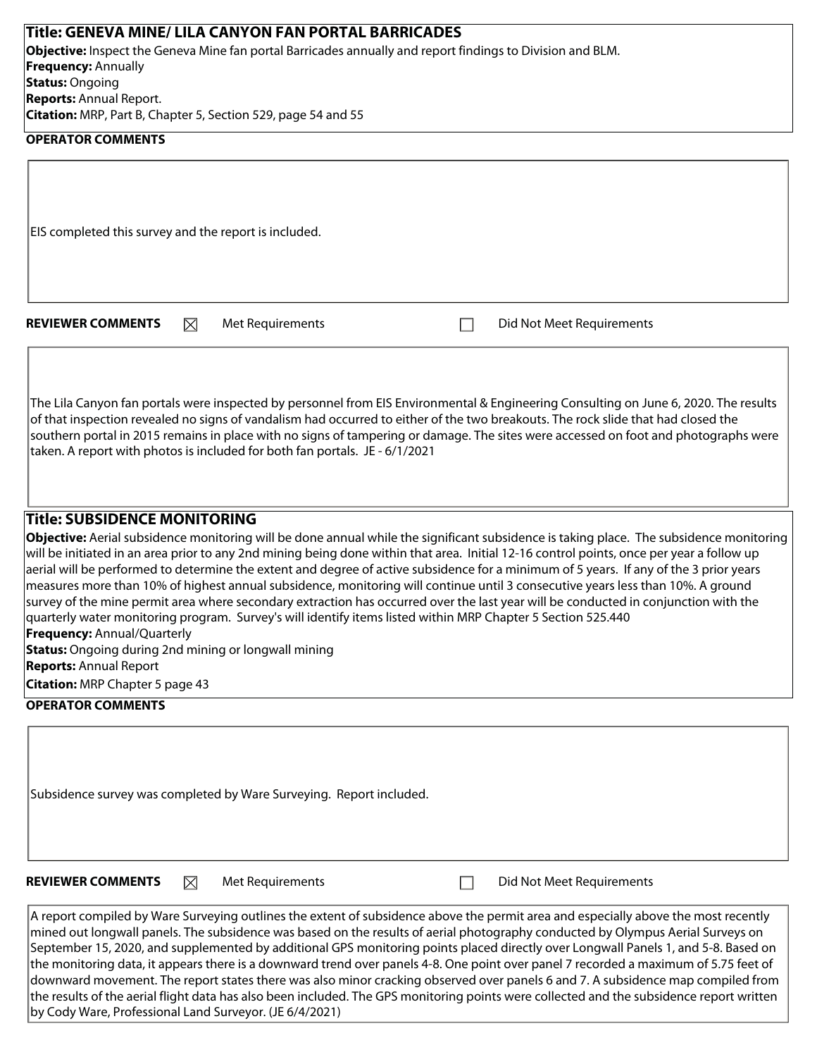**Title: GENEVA MINE/ LILA CANYON FAN PORTAL BARRICADES**

**Objective:** Inspect the Geneva Mine fan portal Barricades annually and report findings to Division and BLM.

**Frequency:** Annually

**Status:** Ongoing

**Reports:** Annual Report.

**Citation:** MRP, Part B, Chapter 5, Section 529, page 54 and 55

**OPERATOR COMMENTS**

EIS completed this survey and the report is included.

**REVIEWER COMMENTS** ☒ Met Requirements ☐ Did Not Meet Requirements

The Lila Canyon fan portals were inspected by personnel from EIS Environmental & Engineering Consulting on June 6, 2020. The results of that inspection revealed no signs of vandalism had occurred to either of the two breakouts. The rock slide that had closed the southern portal in 2015 remains in place with no signs of tampering or damage. The sites were accessed on foot and photographs were taken. A report with photos is included for both fan portals. JE - 6/1/2021

**Title: SUBSIDENCE MONITORING**

**Objective:** Aerial subsidence monitoring will be done annual while the significant subsidence is taking place. The subsidence monitoring will be initiated in an area prior to any 2nd mining being done within that area. Initial 12-16 control points, once per year a follow up aerial will be performed to determine the extent and degree of active subsidence for a minimum of 5 years. If any of the 3 prior years measures more than 10% of highest annual subsidence, monitoring will continue until 3 consecutive years less than 10%. A ground survey of the mine permit area where secondary extraction has occurred over the last year will be conducted in conjunction with the quarterly water monitoring program. Survey's will identify items listed within MRP Chapter 5 Section 525.440

**Frequency:** Annual/Quarterly

**Status:** Ongoing during 2nd mining or longwall mining

**Reports:** Annual Report

**Citation:** MRP Chapter 5 page 43

**OPERATOR COMMENTS**

Subsidence survey was completed by Ware Surveying. Report included.

**REVIEWER COMMENTS** ☒ Met Requirements ☐ Did Not Meet Requirements

A report compiled by Ware Surveying outlines the extent of subsidence above the permit area and especially above the most recently mined out longwall panels. The subsidence was based on the results of aerial photography conducted by Olympus Aerial Surveys on September 15, 2020, and supplemented by additional GPS monitoring points placed directly over Longwall Panels 1, and 5-8. Based on the monitoring data, it appears there is a downward trend over panels 4-8. One point over panel 7 recorded a maximum of 5.75 feet of downward movement. The report states there was also minor cracking observed over panels 6 and 7. A subsidence map compiled from the results of the aerial flight data has also been included. The GPS monitoring points were collected and the subsidence report written by Cody Ware, Professional Land Surveyor. (JE 6/4/2021)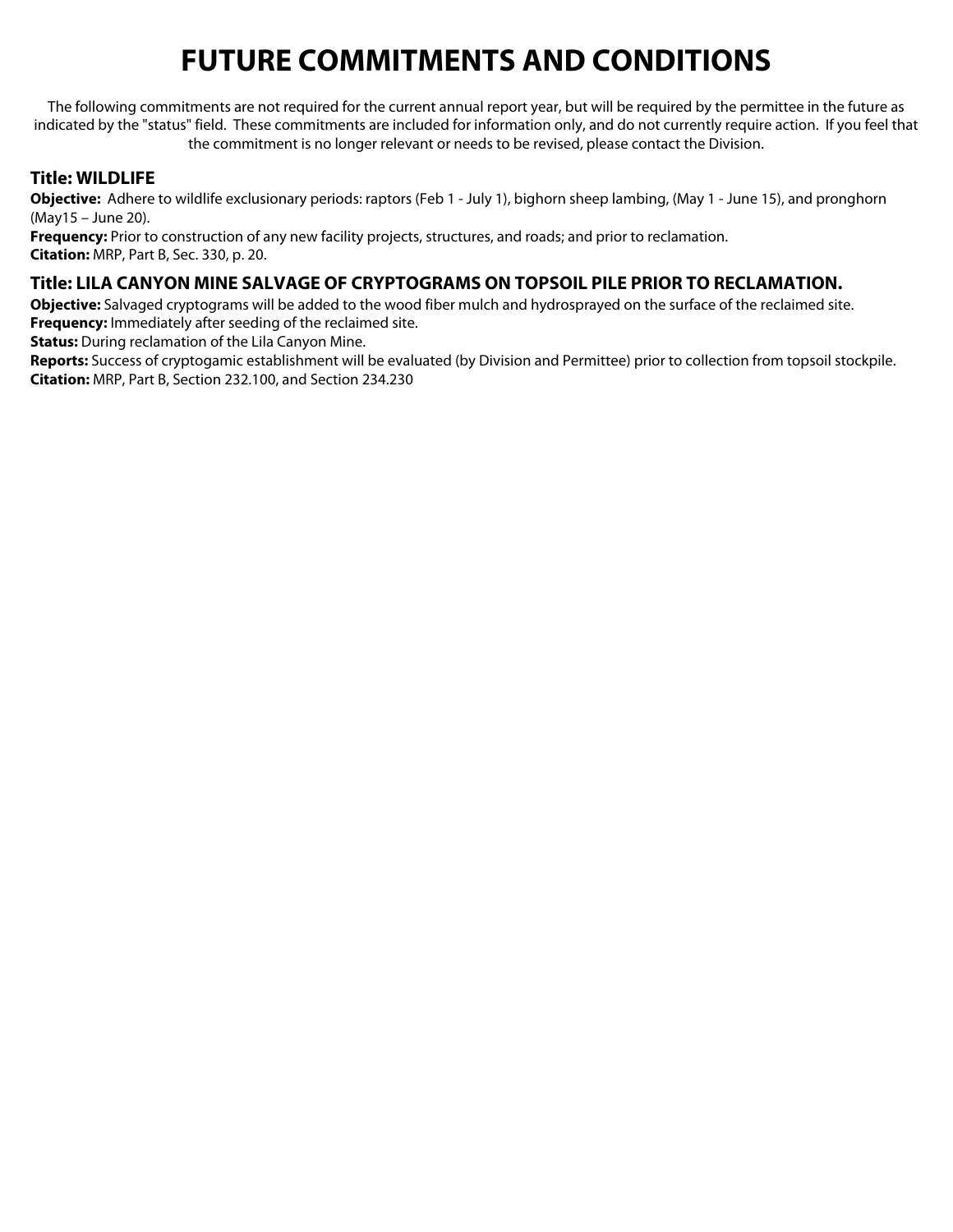# FUTURE COMMITMENTS AND CONDITIONS

The following commitments are not required for the current annual report year, but will be required by the permittee in the future as indicated by the "status" field. These commitments are included for information only, and do not currently require action. If you feel that the commitment is no longer relevant or needs to be revised, please contact the Division.

### Title: WILDLIFE

**Objective:** Adhere to wildlife exclusionary periods: raptors (Feb 1 - July 1), bighorn sheep lambing, (May 1 - June 15), and pronghorn (May15 – June 20).
**Frequency:** Prior to construction of any new facility projects, structures, and roads; and prior to reclamation.
**Citation:** MRP, Part B, Sec. 330, p. 20.

### Title: LILA CANYON MINE SALVAGE OF CRYPTOGRAMS ON TOPSOIL PILE PRIOR TO RECLAMATION.

**Objective:** Salvaged cryptograms will be added to the wood fiber mulch and hydrosprayed on the surface of the reclaimed site.
**Frequency:** Immediately after seeding of the reclaimed site.
**Status:** During reclamation of the Lila Canyon Mine.
**Reports:** Success of cryptogamic establishment will be evaluated (by Division and Permittee) prior to collection from topsoil stockpile.
**Citation:** MRP, Part B, Section 232.100, and Section 234.230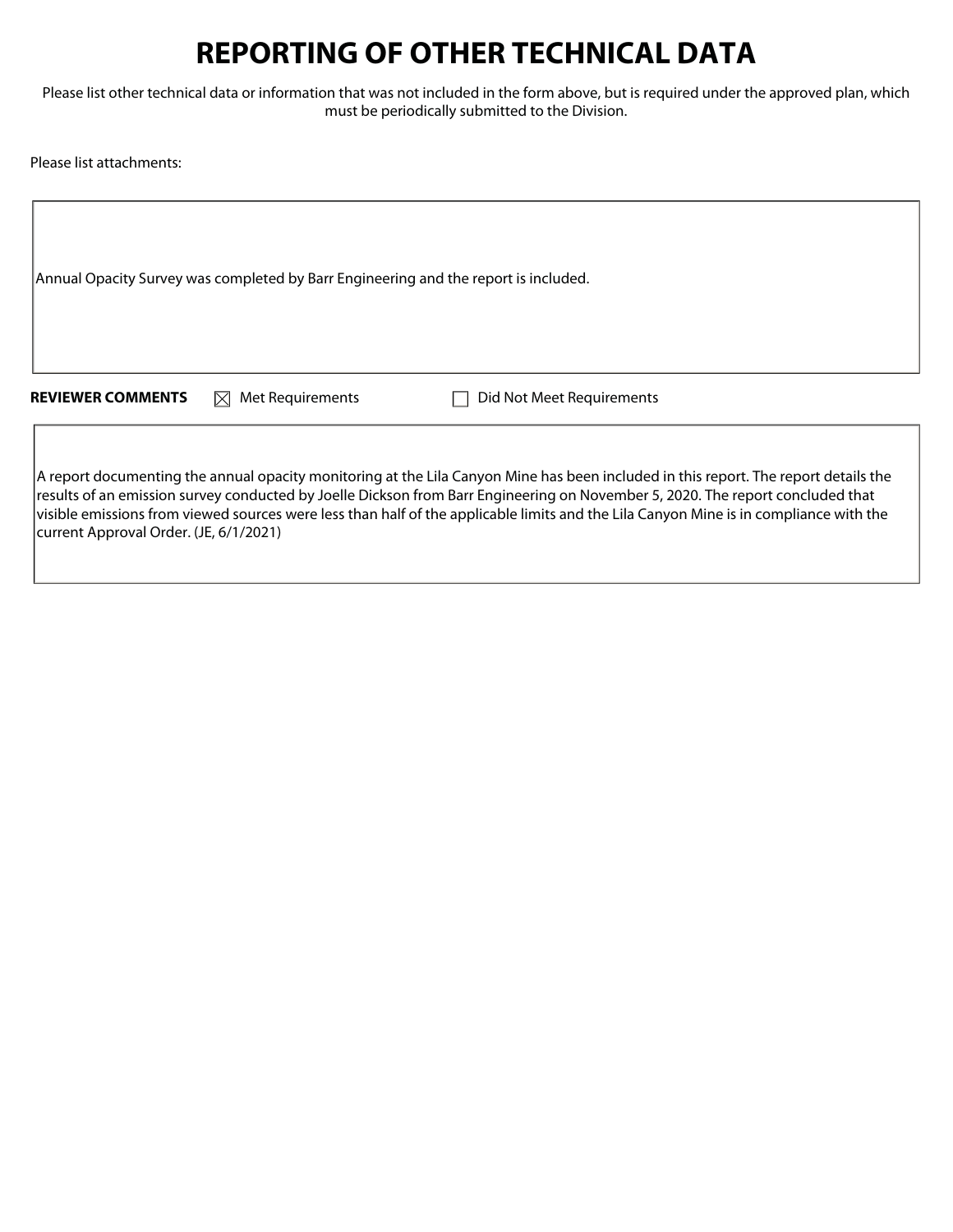# REPORTING OF OTHER TECHNICAL DATA

Please list other technical data or information that was not included in the form above, but is required under the approved plan, which must be periodically submitted to the Division.

Please list attachments:

Annual Opacity Survey was completed by Barr Engineering and the report is included.

**REVIEWER COMMENTS** ☒ Met Requirements ☐ Did Not Meet Requirements

A report documenting the annual opacity monitoring at the Lila Canyon Mine has been included in this report. The report details the results of an emission survey conducted by Joelle Dickson from Barr Engineering on November 5, 2020. The report concluded that visible emissions from viewed sources were less than half of the applicable limits and the Lila Canyon Mine is in compliance with the current Approval Order. (JE, 6/1/2021)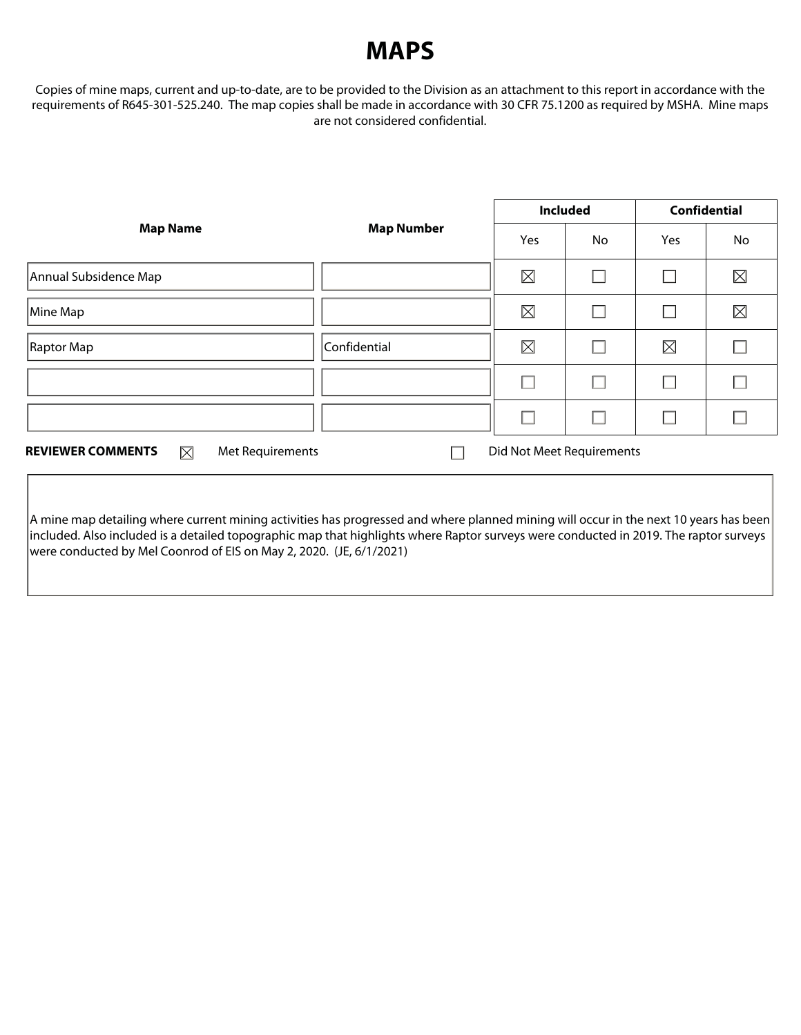# MAPS

Copies of mine maps, current and up-to-date, are to be provided to the Division as an attachment to this report in accordance with the requirements of R645-301-525.240. The map copies shall be made in accordance with 30 CFR 75.1200 as required by MSHA. Mine maps are not considered confidential.

| Map Name | Map Number | Included | | Confidential | |
|---|---|---|---|---|---|
| | | Yes | No | Yes | No |
| Annual Subsidence Map | | ☒ | ☐ | ☐ | ☒ |
| Mine Map | | ☒ | ☐ | ☐ | ☒ |
| Raptor Map | Confidential | ☒ | ☐ | ☒ | ☐ |
| | | ☐ | ☐ | ☐ | ☐ |
| | | ☐ | ☐ | ☐ | ☐ |

**REVIEWER COMMENTS** ☒ Met Requirements ☐ Did Not Meet Requirements

A mine map detailing where current mining activities has progressed and where planned mining will occur in the next 10 years has been included. Also included is a detailed topographic map that highlights where Raptor surveys were conducted in 2019. The raptor surveys were conducted by Mel Coonrod of EIS on May 2, 2020. (JE, 6/1/2021)